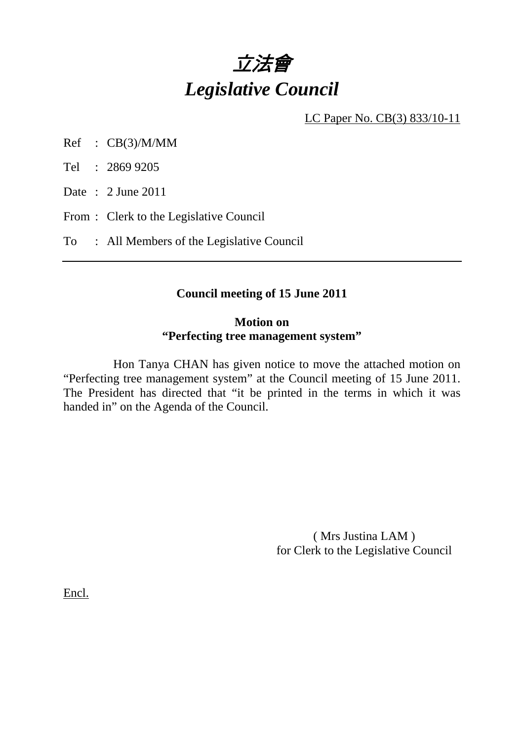# *立法會*
# *Legislative Council*

LC Paper No. CB(3) 833/10-11

Ref : CB(3)/M/MM

Tel : 2869 9205

Date : 2 June 2011

From : Clerk to the Legislative Council

To : All Members of the Legislative Council

---

**Council meeting of 15 June 2011**

**Motion on**
**"Perfecting tree management system"**

Hon Tanya CHAN has given notice to move the attached motion on "Perfecting tree management system" at the Council meeting of 15 June 2011. The President has directed that "it be printed in the terms in which it was handed in" on the Agenda of the Council.

( Mrs Justina LAM )
for Clerk to the Legislative Council

Encl.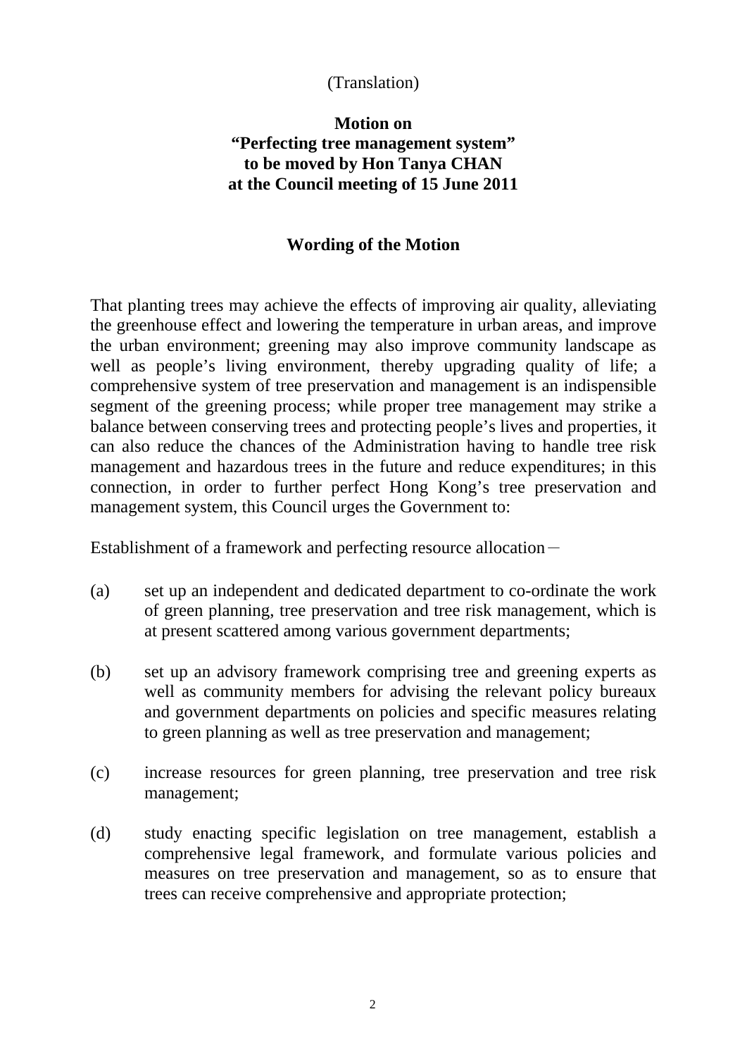(Translation)

**Motion on**
**"Perfecting tree management system"**
**to be moved by Hon Tanya CHAN**
**at the Council meeting of 15 June 2011**

## Wording of the Motion

That planting trees may achieve the effects of improving air quality, alleviating the greenhouse effect and lowering the temperature in urban areas, and improve the urban environment; greening may also improve community landscape as well as people's living environment, thereby upgrading quality of life; a comprehensive system of tree preservation and management is an indispensible segment of the greening process; while proper tree management may strike a balance between conserving trees and protecting people's lives and properties, it can also reduce the chances of the Administration having to handle tree risk management and hazardous trees in the future and reduce expenditures; in this connection, in order to further perfect Hong Kong's tree preservation and management system, this Council urges the Government to:

Establishment of a framework and perfecting resource allocation－

(a) set up an independent and dedicated department to co-ordinate the work of green planning, tree preservation and tree risk management, which is at present scattered among various government departments;

(b) set up an advisory framework comprising tree and greening experts as well as community members for advising the relevant policy bureaux and government departments on policies and specific measures relating to green planning as well as tree preservation and management;

(c) increase resources for green planning, tree preservation and tree risk management;

(d) study enacting specific legislation on tree management, establish a comprehensive legal framework, and formulate various policies and measures on tree preservation and management, so as to ensure that trees can receive comprehensive and appropriate protection;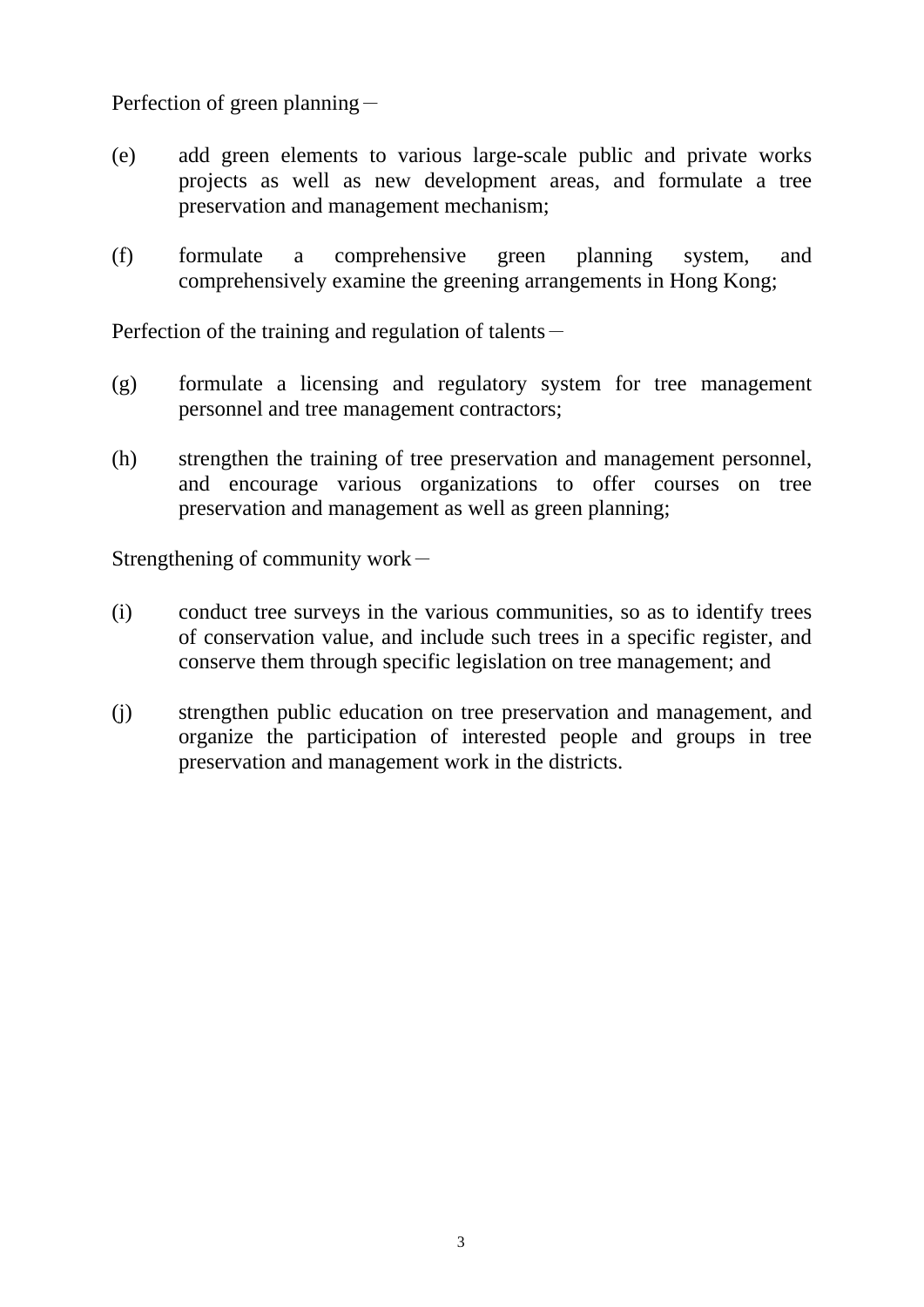Perfection of green planning－

(e) add green elements to various large-scale public and private works projects as well as new development areas, and formulate a tree preservation and management mechanism;

(f) formulate a comprehensive green planning system, and comprehensively examine the greening arrangements in Hong Kong;

Perfection of the training and regulation of talents－

(g) formulate a licensing and regulatory system for tree management personnel and tree management contractors;

(h) strengthen the training of tree preservation and management personnel, and encourage various organizations to offer courses on tree preservation and management as well as green planning;

Strengthening of community work－

(i) conduct tree surveys in the various communities, so as to identify trees of conservation value, and include such trees in a specific register, and conserve them through specific legislation on tree management; and

(j) strengthen public education on tree preservation and management, and organize the participation of interested people and groups in tree preservation and management work in the districts.